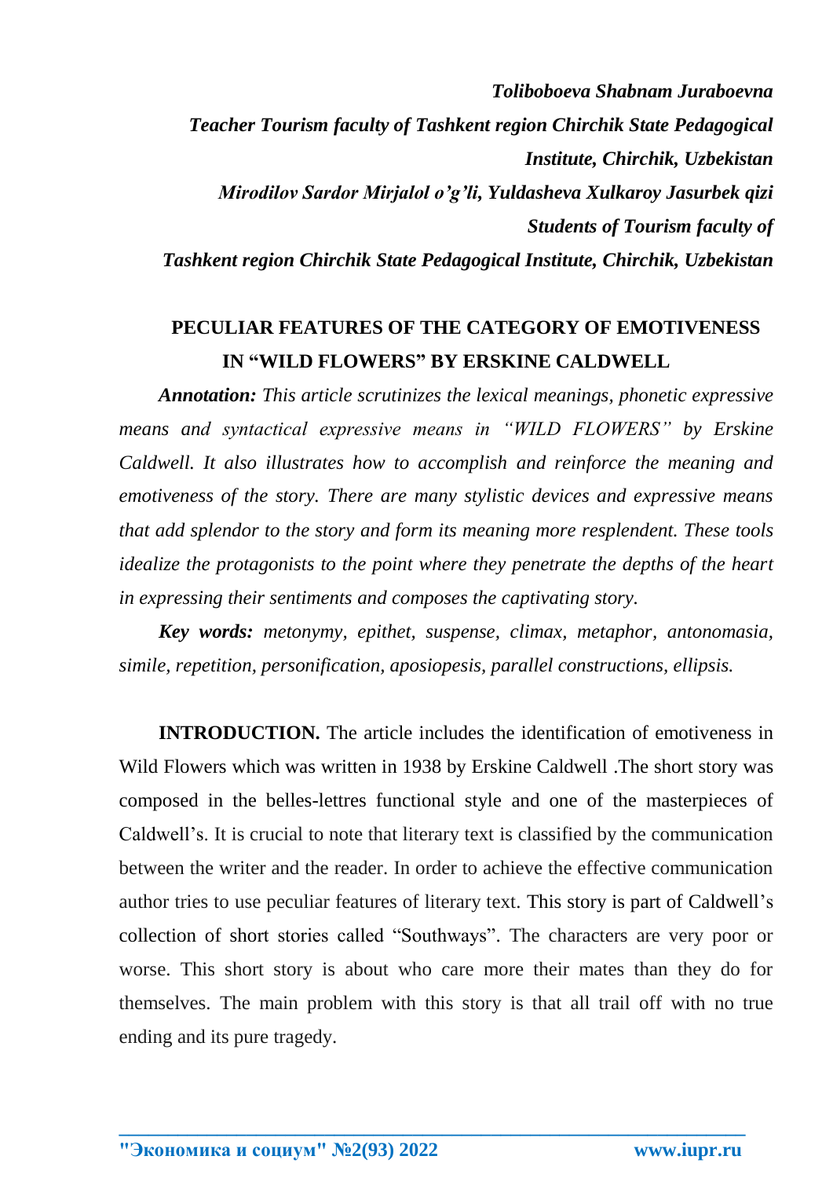*Toliboboeva Shabnam Juraboevna*

*Teacher Tourism faculty of Tashkent region Chirchik State Pedagogical Institute, Chirchik, Uzbekistan*

*Mirodilov Sardor Mirjalol o'g'li, Yuldasheva Xulkaroy Jasurbek qizi*

*Students of Tourism faculty of*

*Tashkent region Chirchik State Pedagogical Institute, Chirchik, Uzbekistan*

# PECULIAR FEATURES OF THE CATEGORY OF EMOTIVENESS IN "WILD FLOWERS" BY ERSKINE CALDWELL

***Annotation:*** *This article scrutinizes the lexical meanings, phonetic expressive means and syntactical expressive means in "WILD FLOWERS" by Erskine Caldwell. It also illustrates how to accomplish and reinforce the meaning and emotiveness of the story. There are many stylistic devices and expressive means that add splendor to the story and form its meaning more resplendent. These tools idealize the protagonists to the point where they penetrate the depths of the heart in expressing their sentiments and composes the captivating story.*

***Key words:*** *metonymy, epithet, suspense, climax, metaphor, antonomasia, simile, repetition, personification, aposiopesis, parallel constructions, ellipsis.*

**INTRODUCTION.** The article includes the identification of emotiveness in Wild Flowers which was written in 1938 by Erskine Caldwell .The short story was composed in the belles-lettres functional style and one of the masterpieces of Caldwell's. It is crucial to note that literary text is classified by the communication between the writer and the reader. In order to achieve the effective communication author tries to use peculiar features of literary text. This story is part of Caldwell's collection of short stories called "Southways". The characters are very poor or worse. This short story is about who care more their mates than they do for themselves. The main problem with this story is that all trail off with no true ending and its pure tragedy.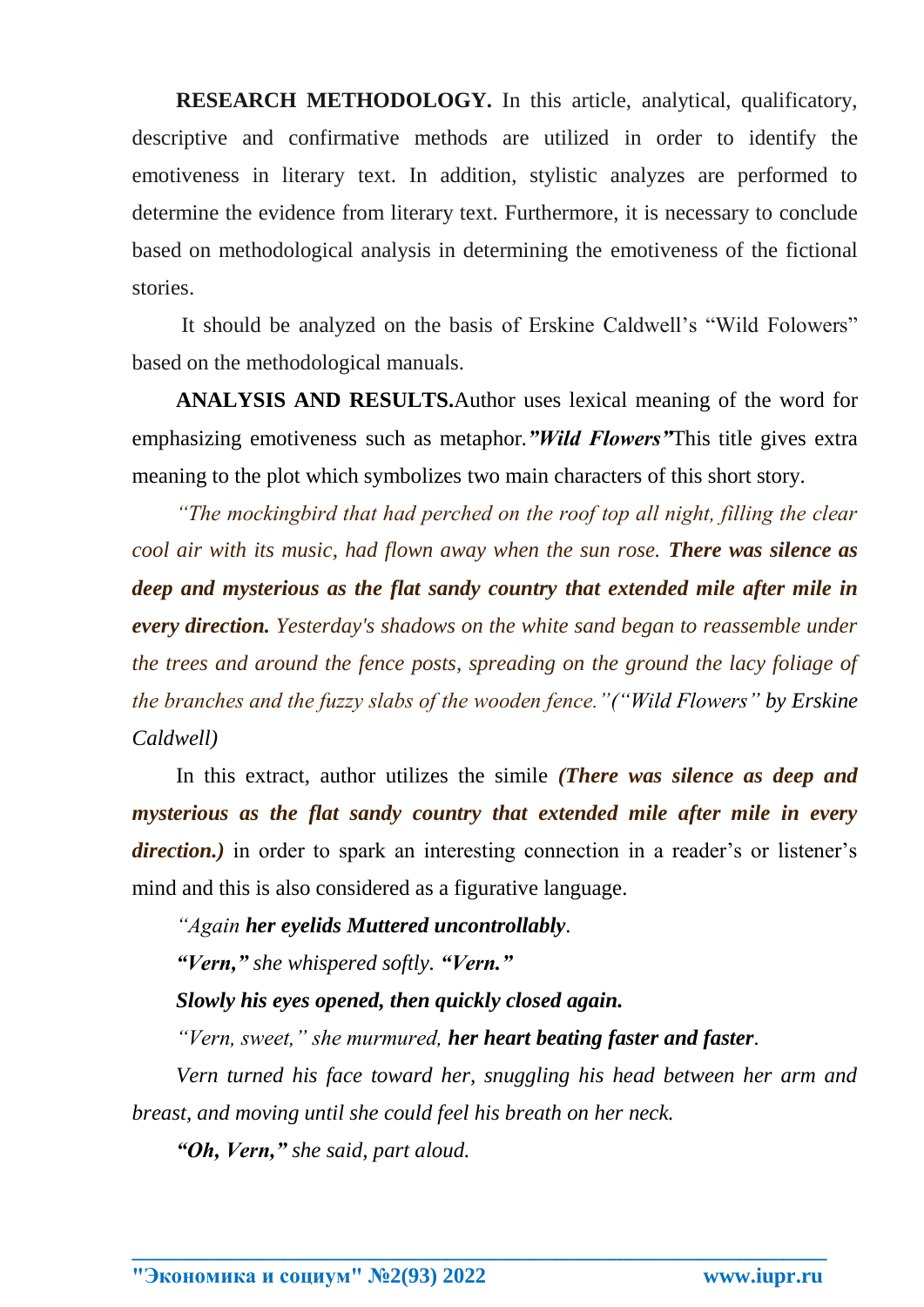**RESEARCH METHODOLOGY.** In this article, analytical, qualificatory, descriptive and confirmative methods are utilized in order to identify the emotiveness in literary text. In addition, stylistic analyzes are performed to determine the evidence from literary text. Furthermore, it is necessary to conclude based on methodological analysis in determining the emotiveness of the fictional stories.

It should be analyzed on the basis of Erskine Caldwell's "Wild Folowers" based on the methodological manuals.

**ANALYSIS AND RESULTS.**Author uses lexical meaning of the word for emphasizing emotiveness such as metaphor.***"Wild Flowers"***This title gives extra meaning to the plot which symbolizes two main characters of this short story.

*"The mockingbird that had perched on the roof top all night, filling the clear cool air with its music, had flown away when the sun rose.* ***There was silence as deep and mysterious as the flat sandy country that extended mile after mile in every direction.*** *Yesterday's shadows on the white sand began to reassemble under the trees and around the fence posts, spreading on the ground the lacy foliage of the branches and the fuzzy slabs of the wooden fence."("Wild Flowers" by Erskine Caldwell)*

In this extract, author utilizes the simile ***(There was silence as deep and mysterious as the flat sandy country that extended mile after mile in every direction.)*** in order to spark an interesting connection in a reader's or listener's mind and this is also considered as a figurative language.

*"Again* ***her eyelids Muttered uncontrollably****.*

***"Vern,"*** *she whispered softly.* ***"Vern."***

***Slowly his eyes opened, then quickly closed again.***

*"Vern, sweet," she murmured,* ***her heart beating faster and faster****.*

*Vern turned his face toward her, snuggling his head between her arm and breast, and moving until she could feel his breath on her neck.*

***"Oh, Vern,"*** *she said, part aloud.*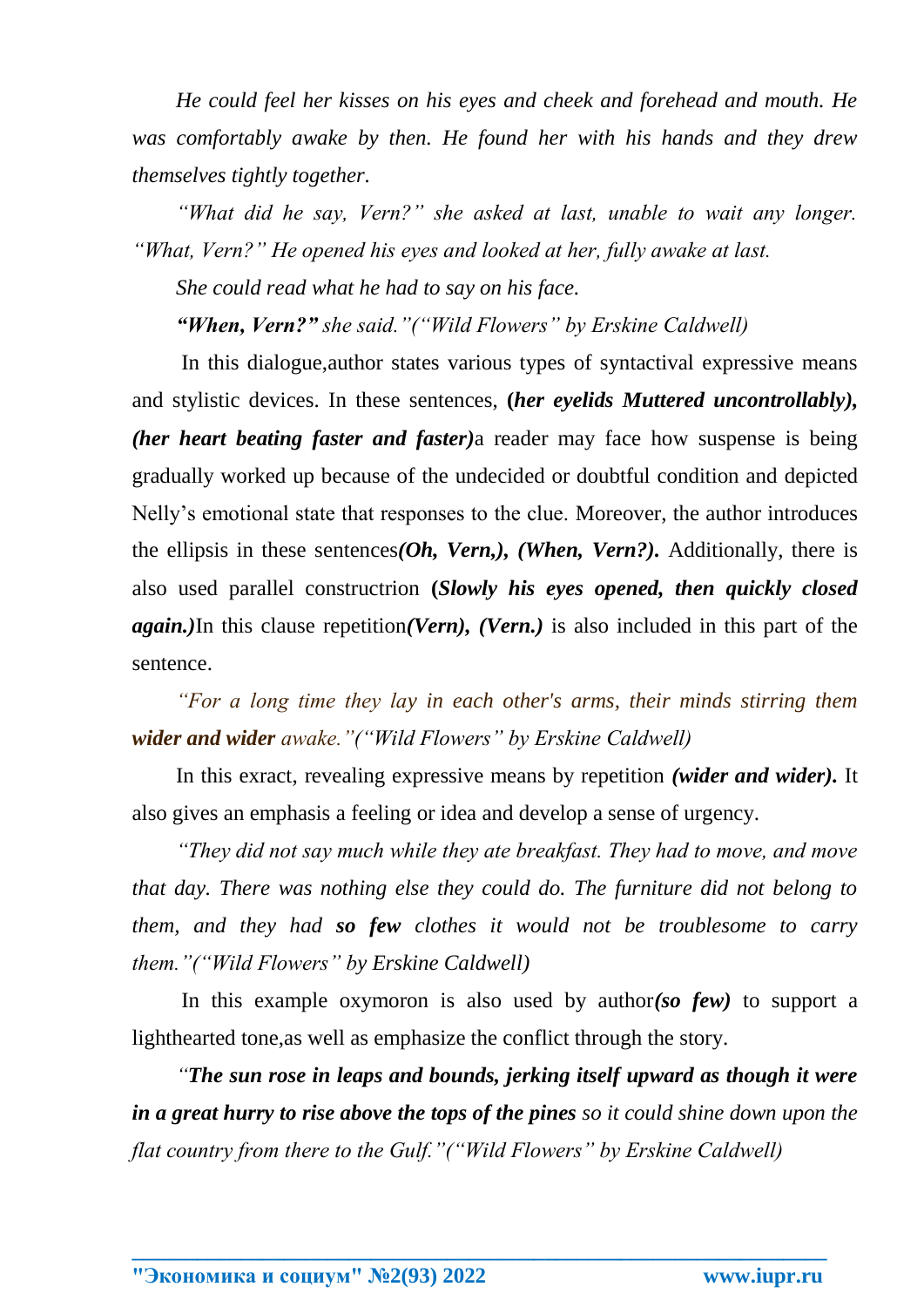*He could feel her kisses on his eyes and cheek and forehead and mouth. He was comfortably awake by then. He found her with his hands and they drew themselves tightly together.*

*"What did he say, Vern?" she asked at last, unable to wait any longer. "What, Vern?" He opened his eyes and looked at her, fully awake at last.*

*She could read what he had to say on his face.*

***"When, Vern?"** she said."("Wild Flowers" by Erskine Caldwell)*

In this dialogue,author states various types of syntactical expressive means and stylistic devices. In these sentences, **(*her eyelids Muttered uncontrollably), (her heart beating faster and faster)***a reader may face how suspense is being gradually worked up because of the undecided or doubtful condition and depicted Nelly's emotional state that responses to the clue. Moreover, the author introduces the ellipsis in these sentences***(Oh, Vern,), (When, Vern?).*** Additionally, there is also used parallel constructrion **(*Slowly his eyes opened, then quickly closed again.)***In this clause repetition***(Vern), (Vern.)*** is also included in this part of the sentence.

*"For a long time they lay in each other's arms, their minds stirring them **wider and wider** awake."("Wild Flowers" by Erskine Caldwell)*

In this exract, revealing expressive means by repetition ***(wider and wider).*** It also gives an emphasis a feeling or idea and develop a sense of urgency.

*"They did not say much while they ate breakfast. They had to move, and move that day. There was nothing else they could do. The furniture did not belong to them, and they had **so few** clothes it would not be troublesome to carry them."("Wild Flowers" by Erskine Caldwell)*

In this example oxymoron is also used by author***(so few)*** to support a lighthearted tone,as well as emphasize the conflict through the story.

*"**The sun rose in leaps and bounds, jerking itself upward as though it were in a great hurry to rise above the tops of the pines** so it could shine down upon the flat country from there to the Gulf."("Wild Flowers" by Erskine Caldwell)*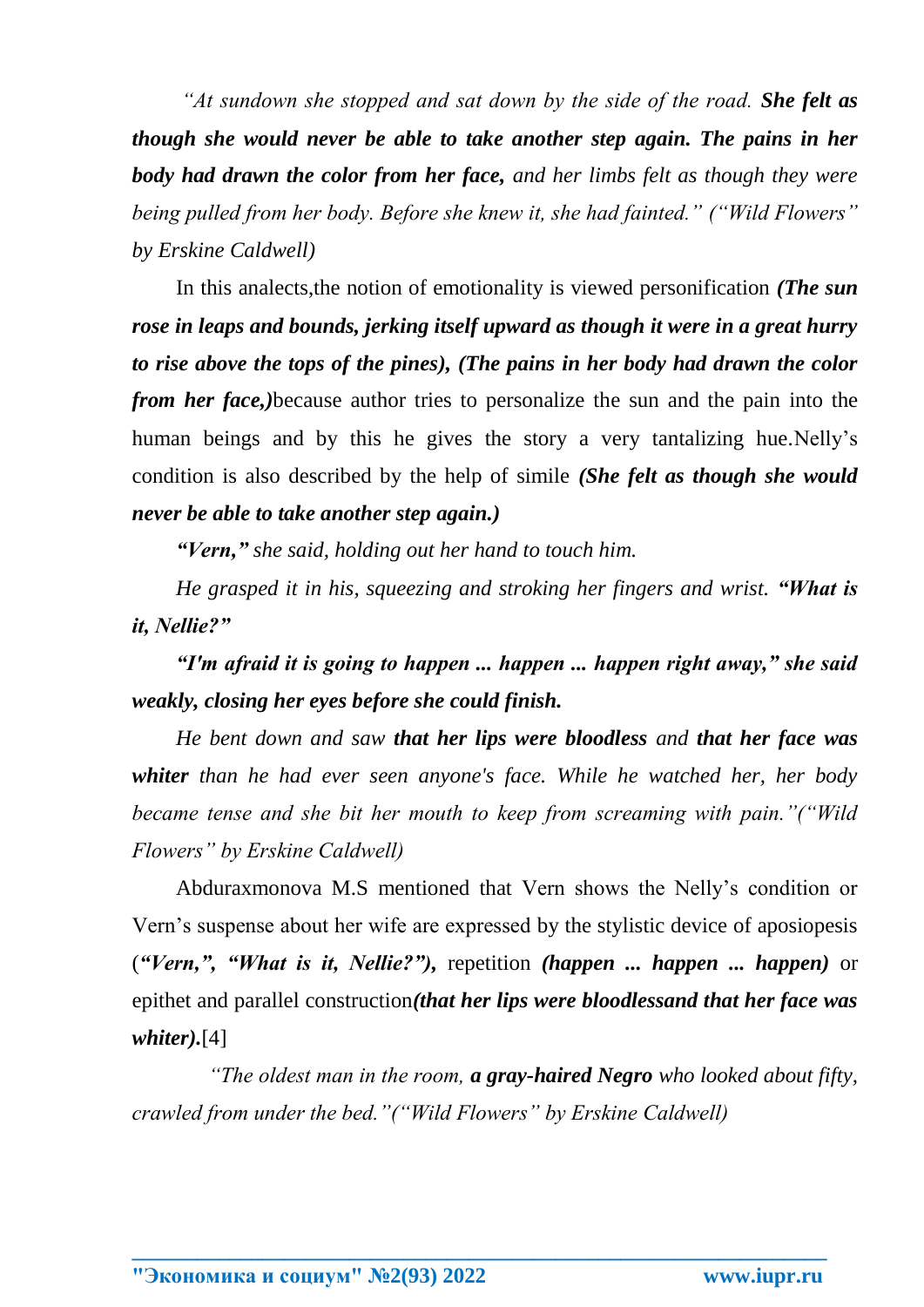*"At sundown she stopped and sat down by the side of the road.* ***She felt as though she would never be able to take another step again. The pains in her body had drawn the color from her face,*** *and her limbs felt as though they were being pulled from her body. Before she knew it, she had fainted." ("Wild Flowers" by Erskine Caldwell)*

In this analects,the notion of emotionality is viewed personification ***(The sun rose in leaps and bounds, jerking itself upward as though it were in a great hurry to rise above the tops of the pines), (The pains in her body had drawn the color from her face,)***because author tries to personalize the sun and the pain into the human beings and by this he gives the story a very tantalizing hue.Nelly's condition is also described by the help of simile ***(She felt as though she would never be able to take another step again.)***

***"Vern,"*** *she said, holding out her hand to touch him.*

*He grasped it in his, squeezing and stroking her fingers and wrist.* ***"What is it, Nellie?"***

***"I'm afraid it is going to happen ... happen ... happen right away," she said weakly, closing her eyes before she could finish.***

*He bent down and saw* ***that her lips were bloodless*** *and* ***that her face was whiter*** *than he had ever seen anyone's face. While he watched her, her body became tense and she bit her mouth to keep from screaming with pain."("Wild Flowers" by Erskine Caldwell)*

Abduraxmonova M.S mentioned that Vern shows the Nelly's condition or Vern's suspense about her wife are expressed by the stylistic device of aposiopesis (***"Vern,", "What is it, Nellie?"),*** repetition ***(happen ... happen ... happen)*** or epithet and parallel construction***(that her lips were bloodlessand that her face was whiter).***[4]

*"The oldest man in the room,* ***a gray-haired Negro*** *who looked about fifty, crawled from under the bed."("Wild Flowers" by Erskine Caldwell)*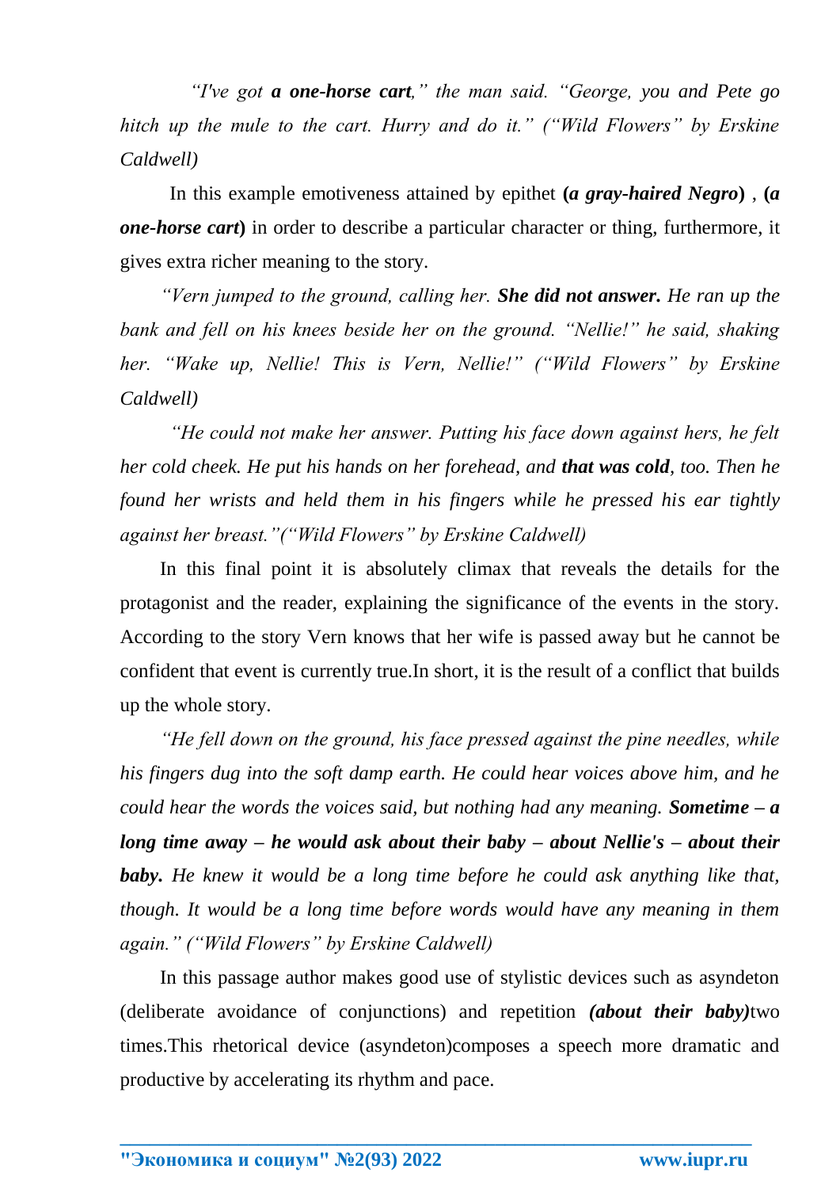*"I've got **a one-horse cart**," the man said. "George, you and Pete go hitch up the mule to the cart. Hurry and do it." ("Wild Flowers" by Erskine Caldwell)*

In this example emotiveness attained by epithet **(*a gray-haired Negro*)** , **(*a one-horse cart*)** in order to describe a particular character or thing, furthermore, it gives extra richer meaning to the story.

*"Vern jumped to the ground, calling her. **She did not answer.** He ran up the bank and fell on his knees beside her on the ground. "Nellie!" he said, shaking her. "Wake up, Nellie! This is Vern, Nellie!" ("Wild Flowers" by Erskine Caldwell)*

*"He could not make her answer. Putting his face down against hers, he felt her cold cheek. He put his hands on her forehead, and **that was cold**, too. Then he found her wrists and held them in his fingers while he pressed his ear tightly against her breast."("Wild Flowers" by Erskine Caldwell)*

In this final point it is absolutely climax that reveals the details for the protagonist and the reader, explaining the significance of the events in the story. According to the story Vern knows that her wife is passed away but he cannot be confident that event is currently true.In short, it is the result of a conflict that builds up the whole story.

*"He fell down on the ground, his face pressed against the pine needles, while his fingers dug into the soft damp earth. He could hear voices above him, and he could hear the words the voices said, but nothing had any meaning. **Sometime – a long time away – he would ask about their baby – about Nellie's – about their baby.** He knew it would be a long time before he could ask anything like that, though. It would be a long time before words would have any meaning in them again." ("Wild Flowers" by Erskine Caldwell)*

In this passage author makes good use of stylistic devices such as asyndeton (deliberate avoidance of conjunctions) and repetition ***(about their baby)***two times.This rhetorical device (asyndeton)composes a speech more dramatic and productive by accelerating its rhythm and pace.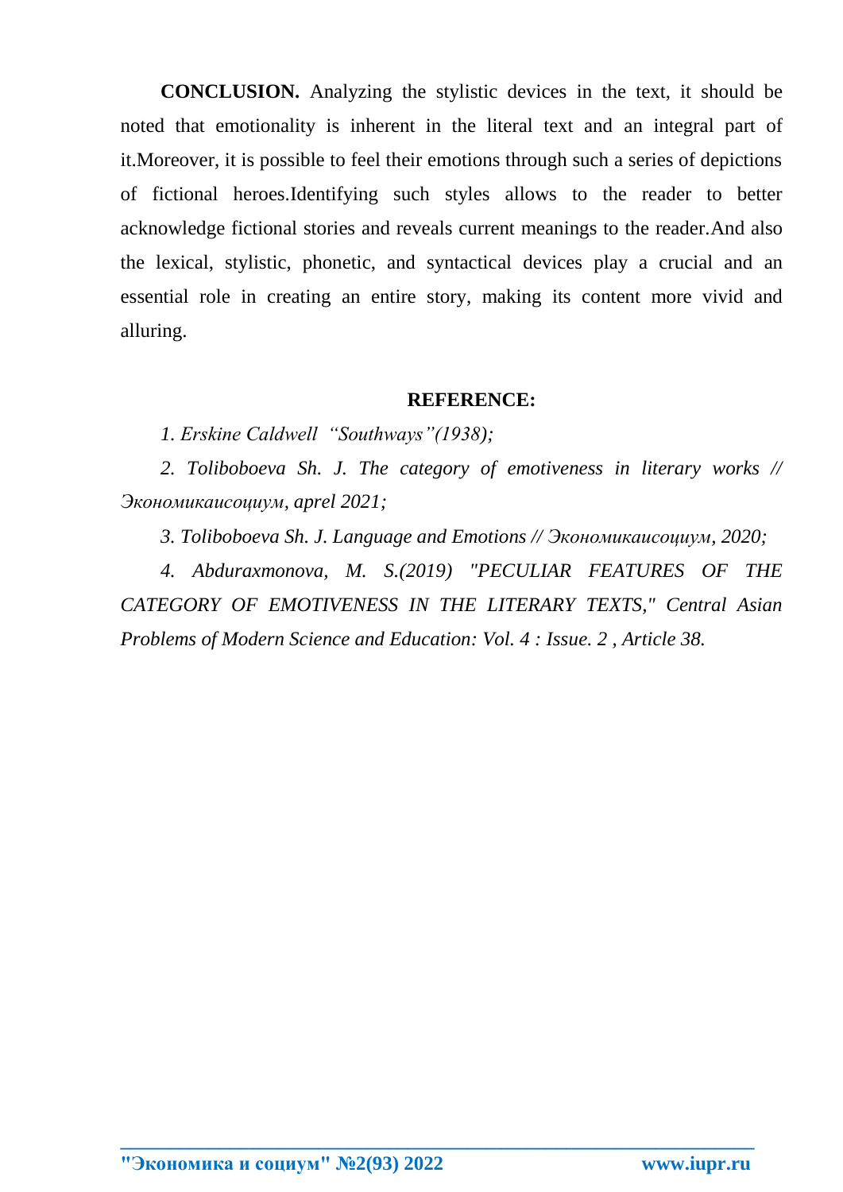**CONCLUSION.** Analyzing the stylistic devices in the text, it should be noted that emotionality is inherent in the literal text and an integral part of it.Moreover, it is possible to feel their emotions through such a series of depictions of fictional heroes.Identifying such styles allows to the reader to better acknowledge fictional stories and reveals current meanings to the reader.And also the lexical, stylistic, phonetic, and syntactical devices play a crucial and an essential role in creating an entire story, making its content more vivid and alluring.

## REFERENCE:

*1. Erskine Caldwell "Southways"(1938);*

*2. Toliboboeva Sh. J. The category of emotiveness in literary works // Экономикаисоциум, aprel 2021;*

*3. Toliboboeva Sh. J. Language and Emotions // Экономикаисоциум, 2020;*

*4. Abduraxmonova, M. S.(2019) "PECULIAR FEATURES OF THE CATEGORY OF EMOTIVENESS IN THE LITERARY TEXTS," Central Asian Problems of Modern Science and Education: Vol. 4 : Issue. 2 , Article 38.*